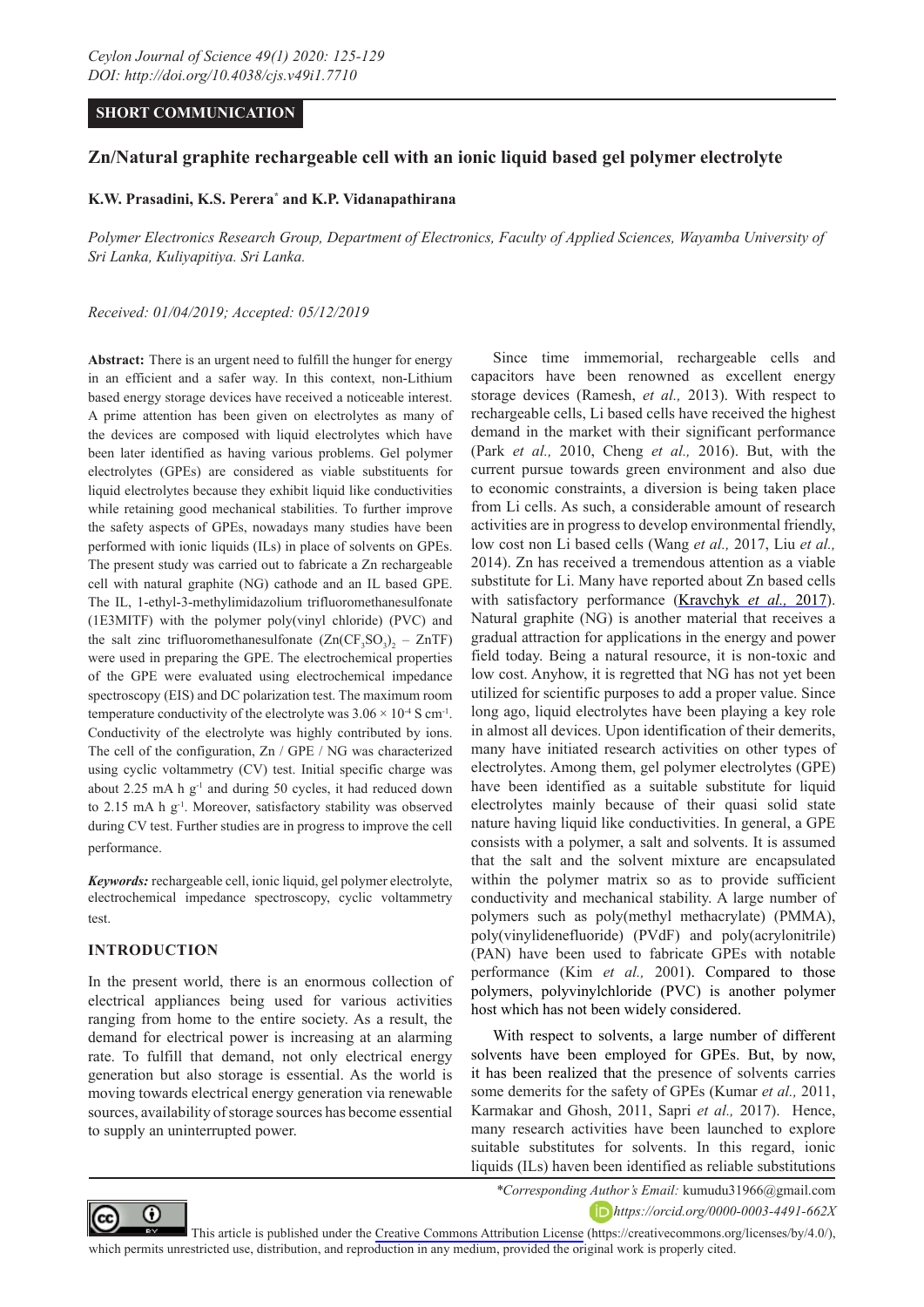SHORT COMMUNICATION

# Zn/Natural graphite rechargeable cell with an ionic liquid based gel polymer electrolyte

**K.W. Prasadini, K.S. Perera* and K.P. Vidanapathirana**

*Polymer Electronics Research Group, Department of Electronics, Faculty of Applied Sciences, Wayamba University of Sri Lanka, Kuliyapitiya. Sri Lanka.*

*Received: 01/04/2019; Accepted: 05/12/2019*

**Abstract:** There is an urgent need to fulfill the hunger for energy in an efficient and a safer way. In this context, non-Lithium based energy storage devices have received a noticeable interest. A prime attention has been given on electrolytes as many of the devices are composed with liquid electrolytes which have been later identified as having various problems. Gel polymer electrolytes (GPEs) are considered as viable substituents for liquid electrolytes because they exhibit liquid like conductivities while retaining good mechanical stabilities. To further improve the safety aspects of GPEs, nowadays many studies have been performed with ionic liquids (ILs) in place of solvents on GPEs. The present study was carried out to fabricate a Zn rechargeable cell with natural graphite (NG) cathode and an IL based GPE. The IL, 1-ethyl-3-methylimidazolium trifluoromethanesulfonate (1E3MITF) with the polymer poly(vinyl chloride) (PVC) and the salt zinc trifluoromethanesulfonate ($Zn(CF_3SO_3)_2$ – ZnTF) were used in preparing the GPE. The electrochemical properties of the GPE were evaluated using electrochemical impedance spectroscopy (EIS) and DC polarization test. The maximum room temperature conductivity of the electrolyte was $3.06 \times 10^{-4}$ S cm$^{-1}$. Conductivity of the electrolyte was highly contributed by ions. The cell of the configuration, Zn / GPE / NG was characterized using cyclic voltammetry (CV) test. Initial specific charge was about 2.25 mA h g$^{-1}$ and during 50 cycles, it had reduced down to 2.15 mA h g$^{-1}$. Moreover, satisfactory stability was observed during CV test. Further studies are in progress to improve the cell performance.

***Keywords:*** rechargeable cell, ionic liquid, gel polymer electrolyte, electrochemical impedance spectroscopy, cyclic voltammetry test.

## INTRODUCTION

In the present world, there is an enormous collection of electrical appliances being used for various activities ranging from home to the entire society. As a result, the demand for electrical power is increasing at an alarming rate. To fulfill that demand, not only electrical energy generation but also storage is essential. As the world is moving towards electrical energy generation via renewable sources, availability of storage sources has become essential to supply an uninterrupted power.

Since time immemorial, rechargeable cells and capacitors have been renowned as excellent energy storage devices (Ramesh, *et al.,* 2013). With respect to rechargeable cells, Li based cells have received the highest demand in the market with their significant performance (Park *et al.,* 2010, Cheng *et al.,* 2016). But, with the current pursue towards green environment and also due to economic constraints, a diversion is being taken place from Li cells. As such, a considerable amount of research activities are in progress to develop environmental friendly, low cost non Li based cells (Wang *et al.,* 2017, Liu *et al.,* 2014). Zn has received a tremendous attention as a viable substitute for Li. Many have reported about Zn based cells with satisfactory performance (Kravchyk *et al.,* 2017). Natural graphite (NG) is another material that receives a gradual attraction for applications in the energy and power field today. Being a natural resource, it is non-toxic and low cost. Anyhow, it is regretted that NG has not yet been utilized for scientific purposes to add a proper value. Since long ago, liquid electrolytes have been playing a key role in almost all devices. Upon identification of their demerits, many have initiated research activities on other types of electrolytes. Among them, gel polymer electrolytes (GPE) have been identified as a suitable substitute for liquid electrolytes mainly because of their quasi solid state nature having liquid like conductivities. In general, a GPE consists with a polymer, a salt and solvents. It is assumed that the salt and the solvent mixture are encapsulated within the polymer matrix so as to provide sufficient conductivity and mechanical stability. A large number of polymers such as poly(methyl methacrylate) (PMMA), poly(vinylidenefluoride) (PVdF) and poly(acrylonitrile) (PAN) have been used to fabricate GPEs with notable performance (Kim *et al.,* 2001). Compared to those polymers, polyvinylchloride (PVC) is another polymer host which has not been widely considered.

With respect to solvents, a large number of different solvents have been employed for GPEs. But, by now, it has been realized that the presence of solvents carries some demerits for the safety of GPEs (Kumar *et al.,* 2011, Karmakar and Ghosh, 2011, Sapri *et al.,* 2017). Hence, many research activities have been launched to explore suitable substitutes for solvents. In this regard, ionic liquids (ILs) haven been identified as reliable substitutions

*Corresponding Author's Email: kumudu31966@gmail.com

https://orcid.org/0000-0003-4491-662X

This article is published under the Creative Commons Attribution License (https://creativecommons.org/licenses/by/4.0/), which permits unrestricted use, distribution, and reproduction in any medium, provided the original work is properly cited.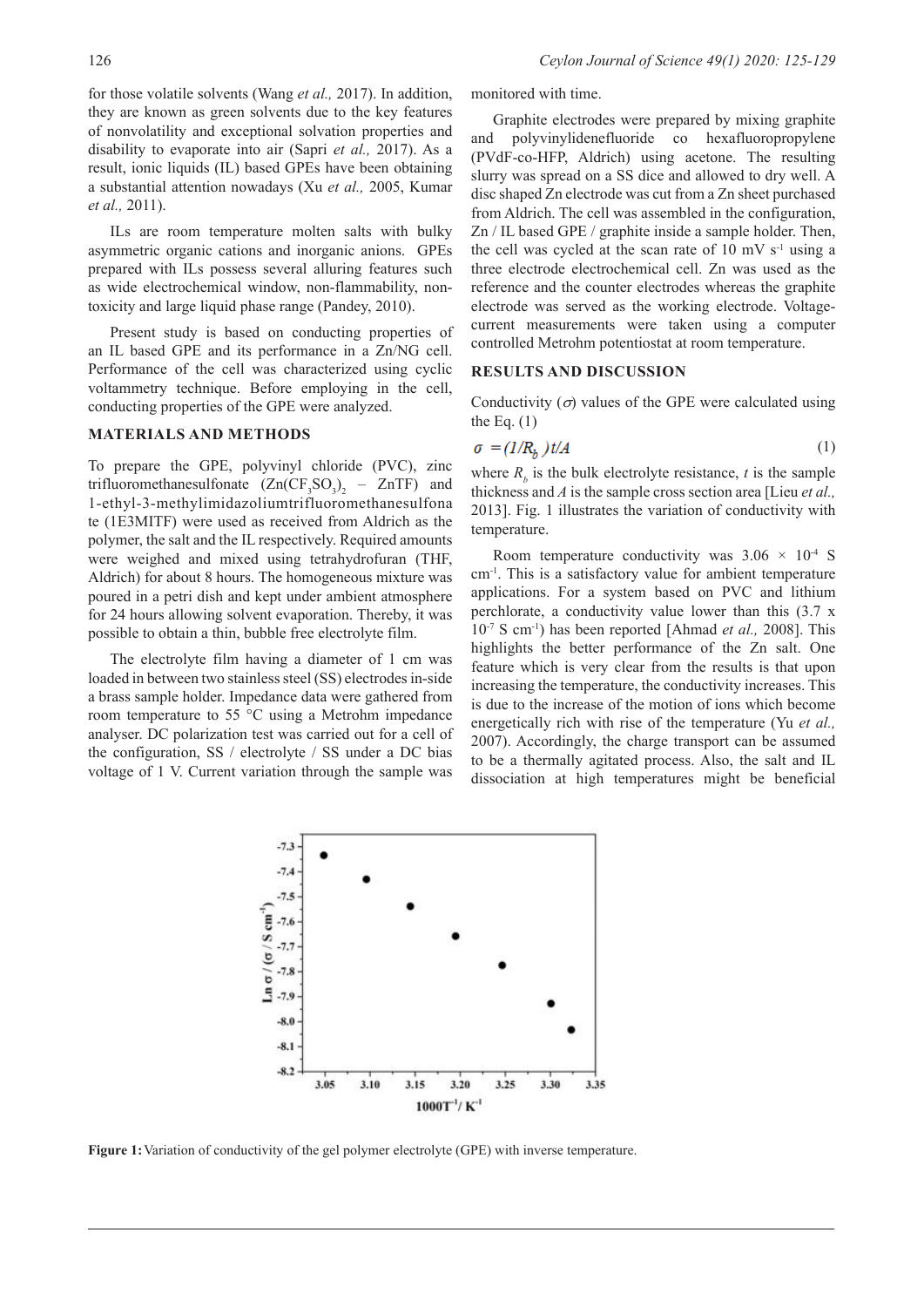for those volatile solvents (Wang *et al.,* 2017). In addition, they are known as green solvents due to the key features of nonvolatility and exceptional solvation properties and disability to evaporate into air (Sapri *et al.,* 2017). As a result, ionic liquids (IL) based GPEs have been obtaining a substantial attention nowadays (Xu *et al.,* 2005, Kumar *et al.,* 2011).

ILs are room temperature molten salts with bulky asymmetric organic cations and inorganic anions. GPEs prepared with ILs possess several alluring features such as wide electrochemical window, non-flammability, non-toxicity and large liquid phase range (Pandey, 2010).

Present study is based on conducting properties of an IL based GPE and its performance in a Zn/NG cell. Performance of the cell was characterized using cyclic voltammetry technique. Before employing in the cell, conducting properties of the GPE were analyzed.

## MATERIALS AND METHODS

To prepare the GPE, polyvinyl chloride (PVC), zinc trifluoromethanesulfonate ($Zn(CF_3SO_3)_2$ – ZnTF) and 1-ethyl-3-methylimidazoliumtrifluoromethanesulfonate (1E3MITF) were used as received from Aldrich as the polymer, the salt and the IL respectively. Required amounts were weighed and mixed using tetrahydrofuran (THF, Aldrich) for about 8 hours. The homogeneous mixture was poured in a petri dish and kept under ambient atmosphere for 24 hours allowing solvent evaporation. Thereby, it was possible to obtain a thin, bubble free electrolyte film.

The electrolyte film having a diameter of 1 cm was loaded in between two stainless steel (SS) electrodes in-side a brass sample holder. Impedance data were gathered from room temperature to 55 °C using a Metrohm impedance analyser. DC polarization test was carried out for a cell of the configuration, SS / electrolyte / SS under a DC bias voltage of 1 V. Current variation through the sample was monitored with time.

Graphite electrodes were prepared by mixing graphite and polyvinylidenefluoride co hexafluoropropylene (PVdF-co-HFP, Aldrich) using acetone. The resulting slurry was spread on a SS dice and allowed to dry well. A disc shaped Zn electrode was cut from a Zn sheet purchased from Aldrich. The cell was assembled in the configuration, Zn / IL based GPE / graphite inside a sample holder. Then, the cell was cycled at the scan rate of 10 mV $s^{-1}$ using a three electrode electrochemical cell. Zn was used as the reference and the counter electrodes whereas the graphite electrode was served as the working electrode. Voltage-current measurements were taken using a computer controlled Metrohm potentiostat at room temperature.

## RESULTS AND DISCUSSION

Conductivity ($\sigma$) values of the GPE were calculated using the Eq. (1)

$$\sigma = (1/R_b)\, t/A \tag{1}$$

where $R_b$ is the bulk electrolyte resistance, $t$ is the sample thickness and $A$ is the sample cross section area [Lieu *et al.,* 2013]. Fig. 1 illustrates the variation of conductivity with temperature.

Room temperature conductivity was $3.06 \times 10^{-4}$ S $cm^{-1}$. This is a satisfactory value for ambient temperature applications. For a system based on PVC and lithium perchlorate, a conductivity value lower than this ($3.7 \times 10^{-7}$ S $cm^{-1}$) has been reported [Ahmad *et al.,* 2008]. This highlights the better performance of the Zn salt. One feature which is very clear from the results is that upon increasing the temperature, the conductivity increases. This is due to the increase of the motion of ions which become energetically rich with rise of the temperature (Yu *et al.,* 2007). Accordingly, the charge transport can be assumed to be a thermally agitated process. Also, the salt and IL dissociation at high temperatures might be beneficial

**Figure 1:** Variation of conductivity of the gel polymer electrolyte (GPE) with inverse temperature.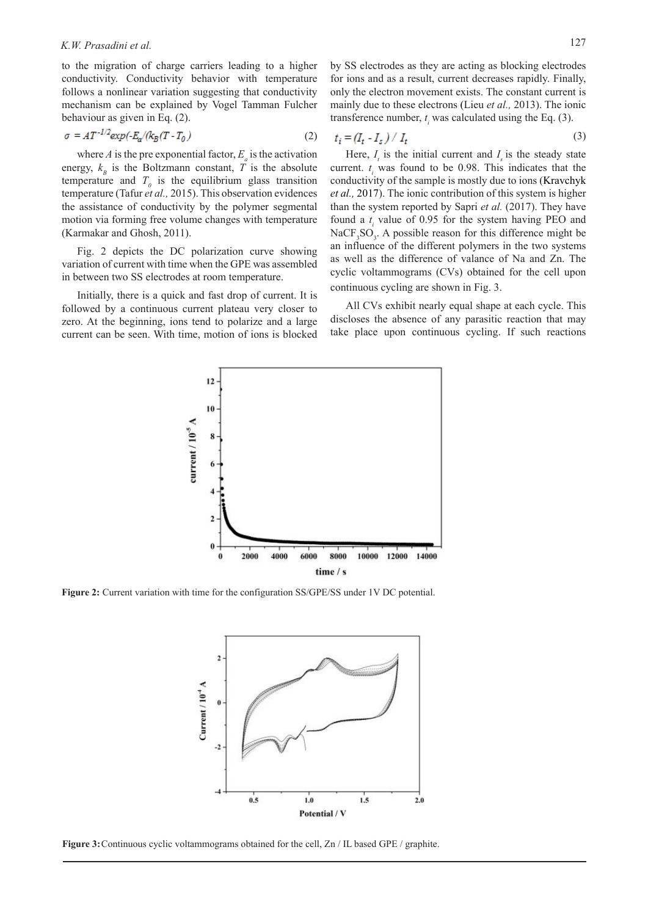to the migration of charge carriers leading to a higher conductivity. Conductivity behavior with temperature follows a nonlinear variation suggesting that conductivity mechanism can be explained by Vogel Tamman Fulcher behaviour as given in Eq. (2).

$$\sigma = AT^{-1/2}exp(-E_a/(k_B(T - T_0)) \tag{2}$$

where $A$ is the pre exponential factor, $E_a$ is the activation energy, $k_B$ is the Boltzmann constant, $T$ is the absolute temperature and $T_0$ is the equilibrium glass transition temperature (Tafur *et al.,* 2015). This observation evidences the assistance of conductivity by the polymer segmental motion via forming free volume changes with temperature (Karmakar and Ghosh, 2011).

Fig. 2 depicts the DC polarization curve showing variation of current with time when the GPE was assembled in between two SS electrodes at room temperature.

Initially, there is a quick and fast drop of current. It is followed by a continuous current plateau very closer to zero. At the beginning, ions tend to polarize and a large current can be seen. With time, motion of ions is blocked by SS electrodes as they are acting as blocking electrodes for ions and as a result, current decreases rapidly. Finally, only the electron movement exists. The constant current is mainly due to these electrons (Lieu *et al.,* 2013). The ionic transference number, $t_i$ was calculated using the Eq. (3).

$$t_i = (I_t - I_s) / I_t \tag{3}$$

Here, $I_t$ is the initial current and $I_s$ is the steady state current. $t_i$ was found to be 0.98. This indicates that the conductivity of the sample is mostly due to ions (Kravchyk *et al.,* 2017). The ionic contribution of this system is higher than the system reported by Sapri *et al.* (2017). They have found a $t_i$ value of 0.95 for the system having PEO and $NaCF_3SO_3$. A possible reason for this difference might be an influence of the different polymers in the two systems as well as the difference of valance of Na and Zn. The cyclic voltammograms (CVs) obtained for the cell upon continuous cycling are shown in Fig. 3.

All CVs exhibit nearly equal shape at each cycle. This discloses the absence of any parasitic reaction that may take place upon continuous cycling. If such reactions

**Figure 2:** Current variation with time for the configuration SS/GPE/SS under 1V DC potential.

**Figure 3:** Continuous cyclic voltammograms obtained for the cell, Zn / IL based GPE / graphite.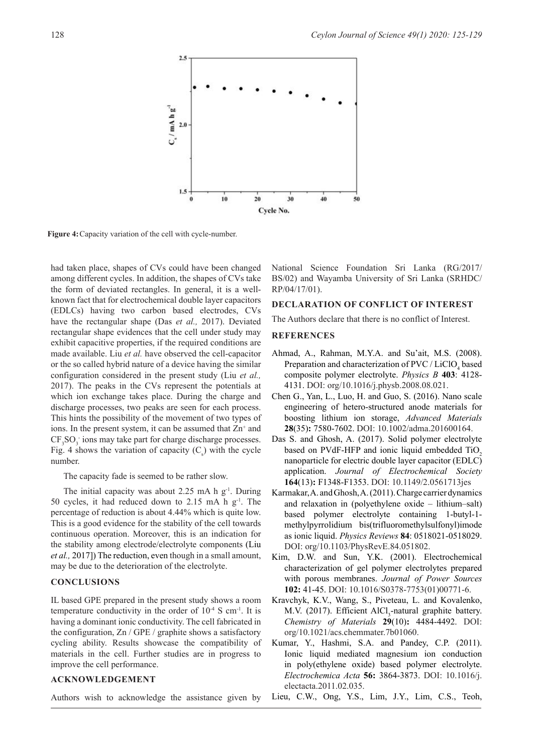Figure 4: Capacity variation of the cell with cycle-number.

had taken place, shapes of CVs could have been changed among different cycles. In addition, the shapes of CVs take the form of deviated rectangles. In general, it is a well-known fact that for electrochemical double layer capacitors (EDLCs) having two carbon based electrodes, CVs have the rectangular shape (Das *et al.,* 2017). Deviated rectangular shape evidences that the cell under study may exhibit capacitive properties, if the required conditions are made available. Liu *et al.* have observed the cell-capacitor or the so called hybrid nature of a device having the similar configuration considered in the present study (Liu *et al.,* 2017). The peaks in the CVs represent the potentials at which ion exchange takes place. During the charge and discharge processes, two peaks are seen for each process. This hints the possibility of the movement of two types of ions. In the present system, it can be assumed that $Zn^{+}$ and $CF_3SO_3^-$ ions may take part for charge discharge processes. Fig. 4 shows the variation of capacity ($C_s$) with the cycle number.

The capacity fade is seemed to be rather slow.

The initial capacity was about 2.25 mA h $g^{-1}$. During 50 cycles, it had reduced down to 2.15 mA h $g^{-1}$. The percentage of reduction is about 4.44% which is quite low. This is a good evidence for the stability of the cell towards continuous operation. Moreover, this is an indication for the stability among electrode/electrolyte components (Liu *et al.,* 2017]) The reduction, even though in a small amount, may be due to the deterioration of the electrolyte.

## CONCLUSIONS

IL based GPE prepared in the present study shows a room temperature conductivity in the order of $10^{-4}$ S $cm^{-1}$. It is having a dominant ionic conductivity. The cell fabricated in the configuration, Zn / GPE / graphite shows a satisfactory cycling ability. Results showcase the compatibility of materials in the cell. Further studies are in progress to improve the cell performance.

## ACKNOWLEDGEMENT

Authors wish to acknowledge the assistance given by National Science Foundation Sri Lanka (RG/2017/BS/02) and Wayamba University of Sri Lanka (SRHDC/RP/04/17/01).

## DECLARATION OF CONFLICT OF INTEREST

The Authors declare that there is no conflict of Interest.

## REFERENCES

Ahmad, A., Rahman, M.Y.A. and Su'ait, M.S. (2008). Preparation and characterization of PVC / $LiClO_4$ based composite polymer electrolyte. *Physics B* **403**: 4128-4131. DOI: org/10.1016/j.physb.2008.08.021.

Chen G., Yan, L., Luo, H. and Guo, S. (2016). Nano scale engineering of hetero-structured anode materials for boosting lithium ion storage, *Advanced Materials* **28**(35)**:** 7580-7602. DOI: 10.1002/adma.201600164.

Das S. and Ghosh, A. (2017). Solid polymer electrolyte based on PVdF-HFP and ionic liquid embedded $TiO_2$ nanoparticle for electric double layer capacitor (EDLC) application. *Journal of Electrochemical Society* **164**(13)**:** F1348-F1353. DOI: 10.1149/2.0561713jes

Karmakar, A. and Ghosh, A. (2011). Charge carrier dynamics and relaxation in (polyethylene oxide – lithium–salt) based polymer electrolyte containing 1-butyl-1-methylpyrrolidium bis(trifluoromethylsulfonyl)imode as ionic liquid. *Physics Reviews* **84**: 0518021-0518029. DOI: org/10.1103/PhysRevE.84.051802.

Kim, D.W. and Sun, Y.K. (2001). Electrochemical characterization of gel polymer electrolytes prepared with porous membranes. *Journal of Power Sources* **102:** 41-45. DOI: 10.1016/S0378-7753(01)00771-6.

Kravchyk, K.V., Wang, S., Piveteau, L. and Kovalenko, M.V. (2017). Efficient $AlCl_3$-natural graphite battery. *Chemistry of Materials* **29**(10)**:** 4484-4492. DOI: org/10.1021/acs.chemmater.7b01060.

Kumar, Y., Hashmi, S.A. and Pandey, C.P. (2011). Ionic liquid mediated magnesium ion conduction in poly(ethylene oxide) based polymer electrolyte. *Electrochemica Acta* **56:** 3864-3873. DOI: 10.1016/j.electacta.2011.02.035.

Lieu, C.W., Ong, Y.S., Lim, J.Y., Lim, C.S., Teoh,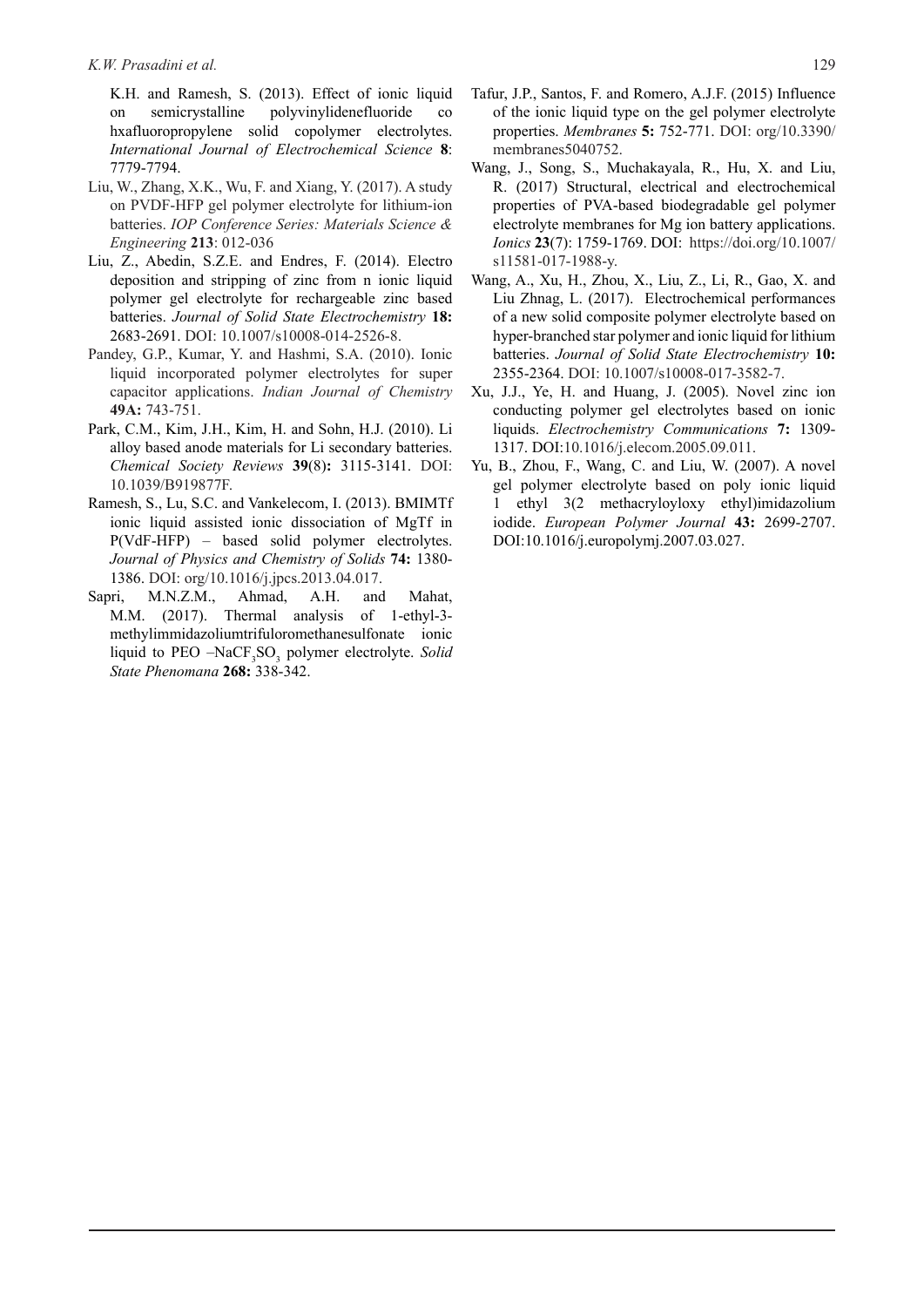K.H. and Ramesh, S. (2013). Effect of ionic liquid on semicrystalline polyvinylidenefluoride co hxafluoropropylene solid copolymer electrolytes. *International Journal of Electrochemical Science* **8**: 7779-7794.

Liu, W., Zhang, X.K., Wu, F. and Xiang, Y. (2017). A study on PVDF-HFP gel polymer electrolyte for lithium-ion batteries. *IOP Conference Series: Materials Science & Engineering* **213**: 012-036

Liu, Z., Abedin, S.Z.E. and Endres, F. (2014). Electro deposition and stripping of zinc from n ionic liquid polymer gel electrolyte for rechargeable zinc based batteries. *Journal of Solid State Electrochemistry* **18:** 2683-2691. DOI: 10.1007/s10008-014-2526-8.

Pandey, G.P., Kumar, Y. and Hashmi, S.A. (2010). Ionic liquid incorporated polymer electrolytes for super capacitor applications. *Indian Journal of Chemistry* **49A:** 743-751.

Park, C.M., Kim, J.H., Kim, H. and Sohn, H.J. (2010). Li alloy based anode materials for Li secondary batteries. *Chemical Society Reviews* **39**(8)**:** 3115-3141. DOI: 10.1039/B919877F.

Ramesh, S., Lu, S.C. and Vankelecom, I. (2013). BMIMTf ionic liquid assisted ionic dissociation of MgTf in P(VdF-HFP) – based solid polymer electrolytes. *Journal of Physics and Chemistry of Solids* **74:** 1380-1386. DOI: org/10.1016/j.jpcs.2013.04.017.

Sapri, M.N.Z.M., Ahmad, A.H. and Mahat, M.M. (2017). Thermal analysis of 1-ethyl-3-methylimmidazoliumtrifuloromethanesulfonate ionic liquid to PEO –$NaCF_3SO_3$ polymer electrolyte. *Solid State Phenomana* **268:** 338-342.

Tafur, J.P., Santos, F. and Romero, A.J.F. (2015) Influence of the ionic liquid type on the gel polymer electrolyte properties. *Membranes* **5:** 752-771. DOI: org/10.3390/membranes5040752.

Wang, J., Song, S., Muchakayala, R., Hu, X. and Liu, R. (2017) Structural, electrical and electrochemical properties of PVA-based biodegradable gel polymer electrolyte membranes for Mg ion battery applications. *Ionics* **23**(7): 1759-1769. DOI: https://doi.org/10.1007/s11581-017-1988-y.

Wang, A., Xu, H., Zhou, X., Liu, Z., Li, R., Gao, X. and Liu Zhnag, L. (2017). Electrochemical performances of a new solid composite polymer electrolyte based on hyper-branched star polymer and ionic liquid for lithium batteries. *Journal of Solid State Electrochemistry* **10:** 2355-2364. DOI: 10.1007/s10008-017-3582-7.

Xu, J.J., Ye, H. and Huang, J. (2005). Novel zinc ion conducting polymer gel electrolytes based on ionic liquids. *Electrochemistry Communications* **7:** 1309-1317. DOI:10.1016/j.elecom.2005.09.011.

Yu, B., Zhou, F., Wang, C. and Liu, W. (2007). A novel gel polymer electrolyte based on poly ionic liquid 1 ethyl 3(2 methacryloyloxy ethyl)imidazolium iodide. *European Polymer Journal* **43:** 2699-2707. DOI:10.1016/j.europolymj.2007.03.027.